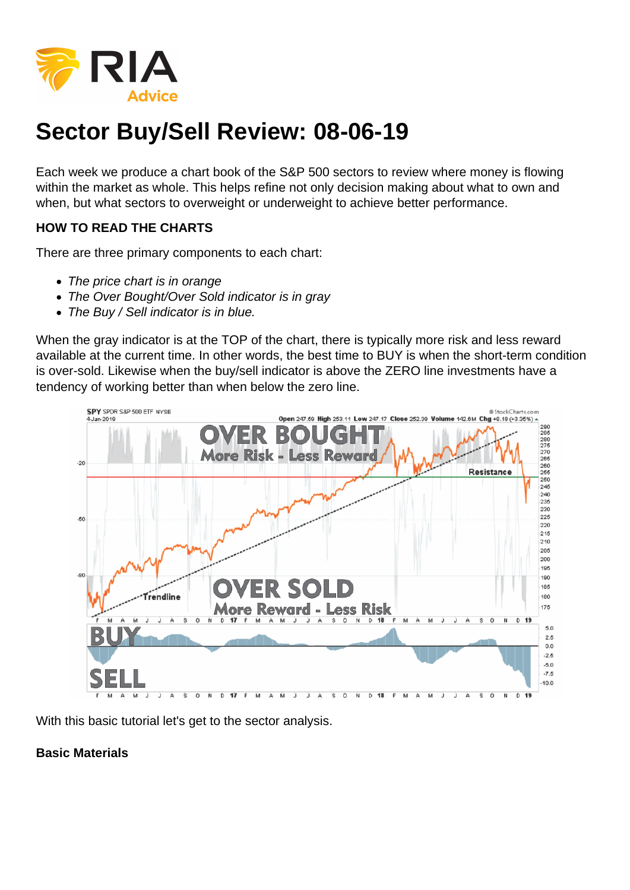# Sector Buy/Sell Review: 08-06-19

Each week we produce a chart book of the S&P 500 sectors to review where money is flowing within the market as whole. This helps refine not only decision making about what to own and when, but what sectors to overweight or underweight to achieve better performance.

### HOW TO READ THE CHARTS

There are three primary components to each chart:

- *The price chart is in orange*
- *The Over Bought/Over Sold indicator is in gray*
- *The Buy / Sell indicator is in blue.*

When the gray indicator is at the TOP of the chart, there is typically more risk and less reward available at the current time. In other words, the best time to BUY is when the short-term condition is over-sold. Likewise when the buy/sell indicator is above the ZERO line investments have a tendency of working better than when below the zero line.

With this basic tutorial let's get to the sector analysis.

**Basic Materials**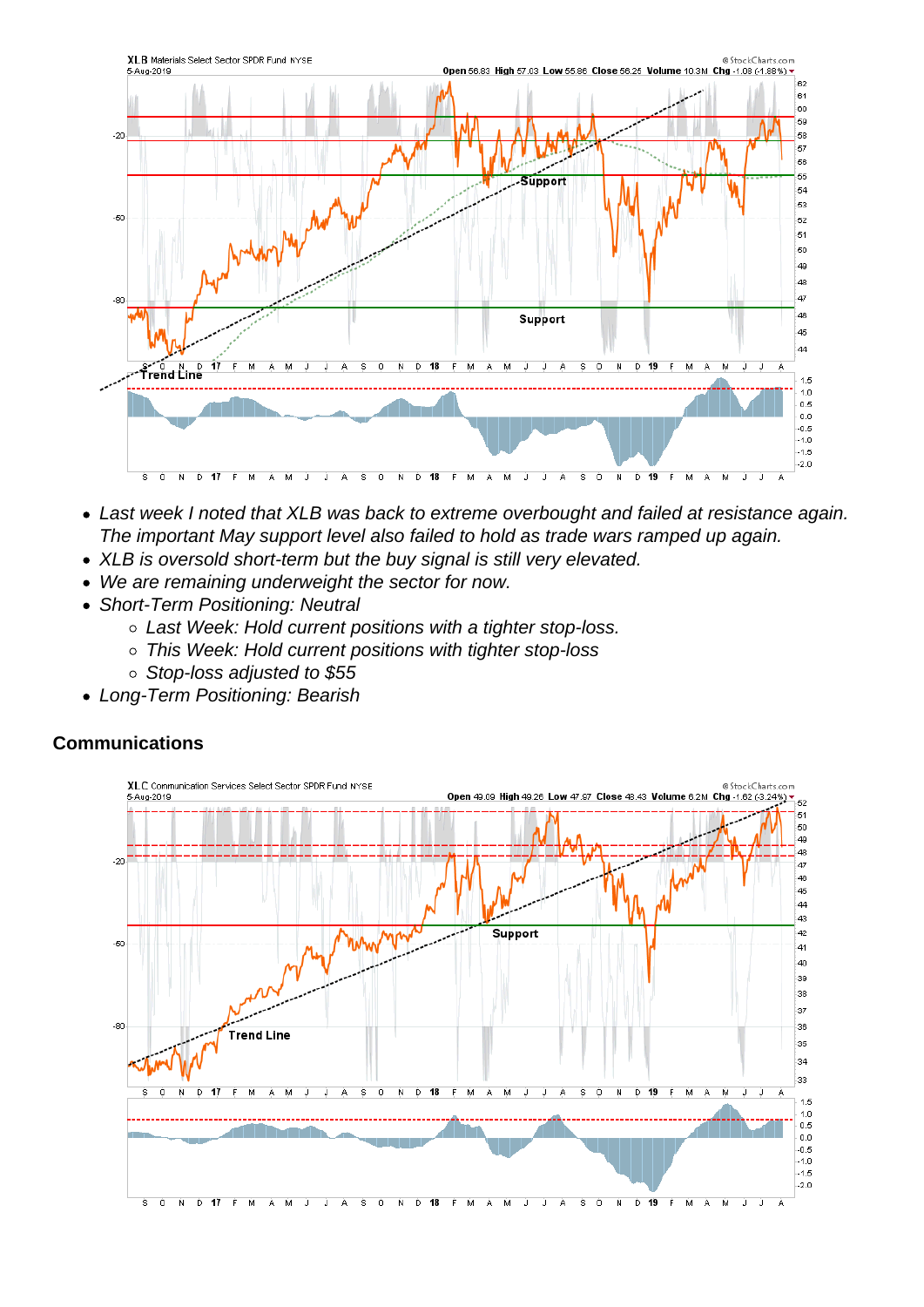- *Last week I noted that XLB was back to extreme overbought and failed at resistance again. The important May support level also failed to hold as trade wars ramped up again.*
- *XLB is oversold short-term but the buy signal is still very elevated.*
- *We are remaining underweight the sector for now.*
- *Short-Term Positioning: Neutral*
  - *Last Week: Hold current positions with a tighter stop-loss.*
  - *This Week: Hold current positions with tighter stop-loss*
  - *Stop-loss adjusted to $55*
- *Long-Term Positioning: Bearish*

### Communications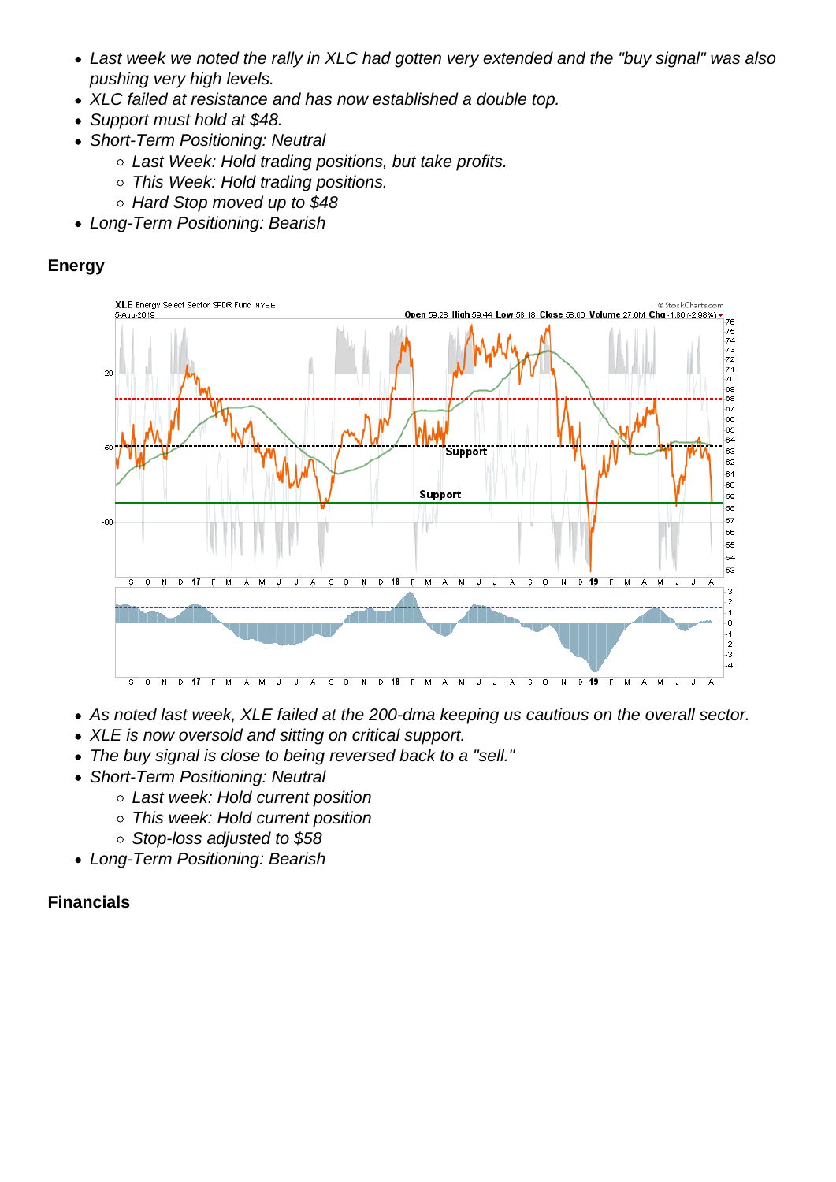- *Last week we noted the rally in XLC had gotten very extended and the "buy signal" was also pushing very high levels.*
- *XLC failed at resistance and has now established a double top.*
- *Support must hold at $48.*
- *Short-Term Positioning: Neutral*
  - *Last Week: Hold trading positions, but take profits.*
  - *This Week: Hold trading positions.*
  - *Hard Stop moved up to $48*
- *Long-Term Positioning: Bearish*

## Energy

- *As noted last week, XLE failed at the 200-dma keeping us cautious on the overall sector.*
- *XLE is now oversold and sitting on critical support.*
- *The buy signal is close to being reversed back to a "sell."*
- *Short-Term Positioning: Neutral*
  - *Last week: Hold current position*
  - *This week: Hold current position*
  - *Stop-loss adjusted to $58*
- *Long-Term Positioning: Bearish*

## Financials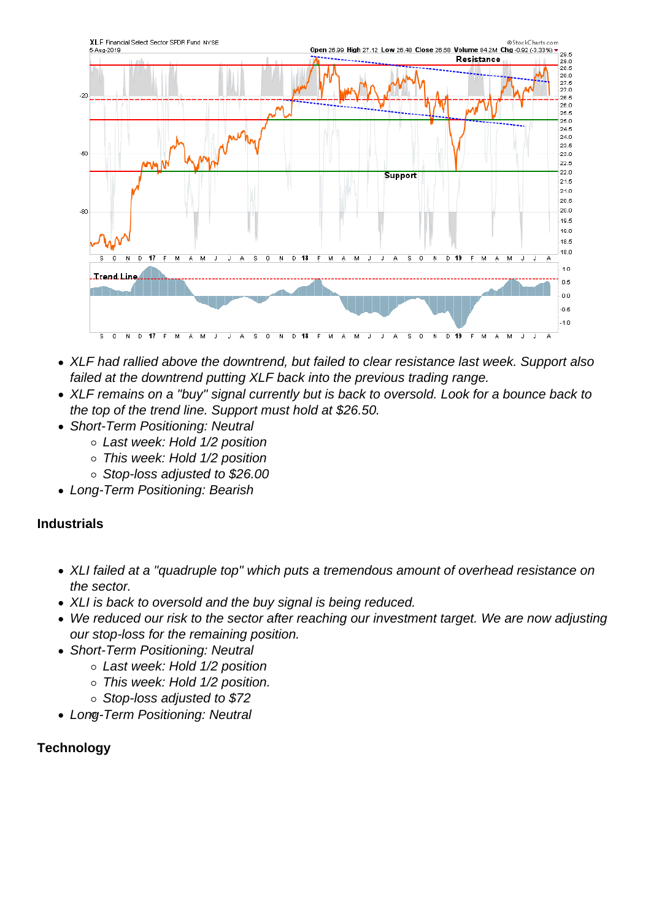- XLF had rallied above the downtrend, but failed to clear resistance last week. Support also failed at the downtrend putting XLF back into the previous trading range.
- XLF remains on a "buy" signal currently but is back to oversold. Look for a bounce back to the top of the trend line. Support must hold at $26.50.
- Short-Term Positioning: Neutral
  - Last week: Hold 1/2 position
  - This week: Hold 1/2 position
  - Stop-loss adjusted to $26.00
- Long-Term Positioning: Bearish

## Industrials

- XLI failed at a "quadruple top" which puts a tremendous amount of overhead resistance on the sector.
- XLI is back to oversold and the buy signal is being reduced.
- We reduced our risk to the sector after reaching our investment target. We are now adjusting our stop-loss for the remaining position.
- Short-Term Positioning: Neutral
  - Last week: Hold 1/2 position
  - This week: Hold 1/2 position.
  - Stop-loss adjusted to $72
- Long-Term Positioning: Neutral

## Technology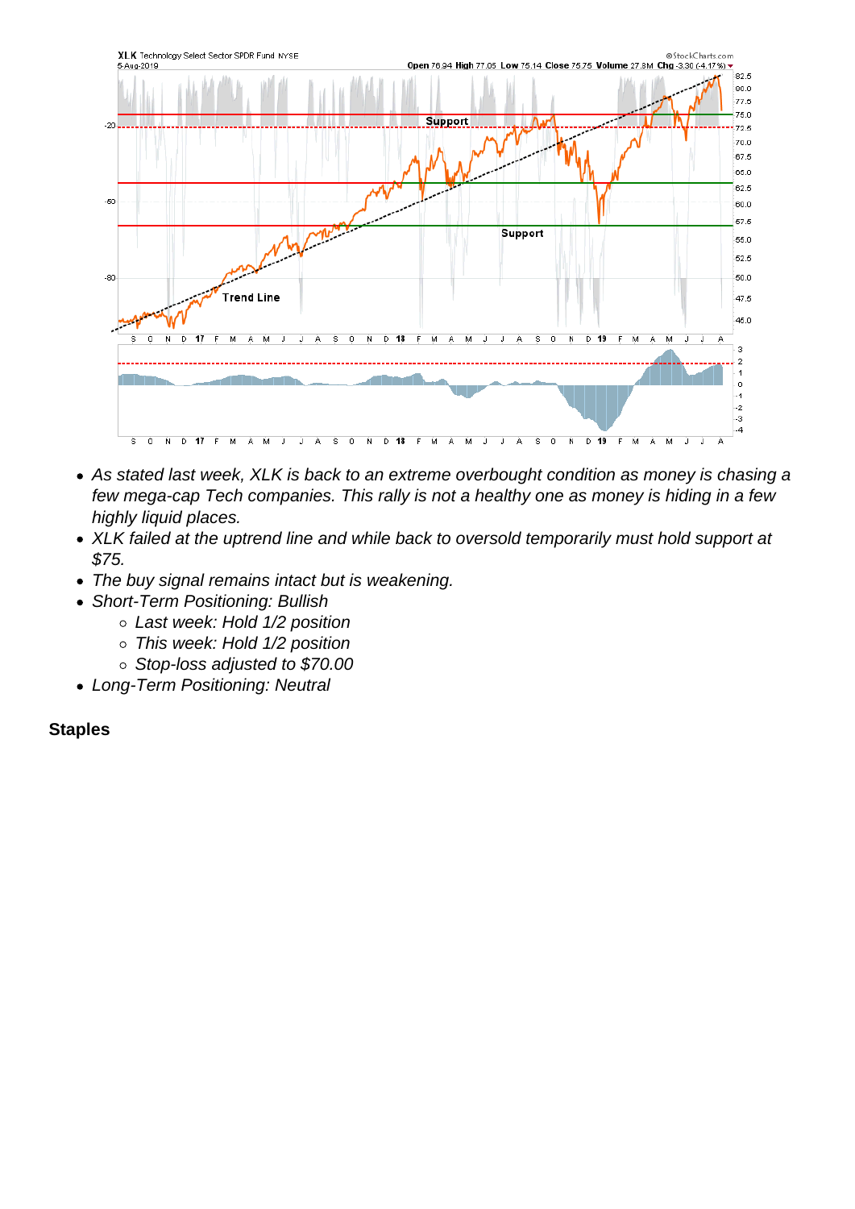*   *As stated last week, XLK is back to an extreme overbought condition as money is chasing a few mega-cap Tech companies. This rally is not a healthy one as money is hiding in a few highly liquid places.*
*   *XLK failed at the uptrend line and while back to oversold temporarily must hold support at $75.*
*   *The buy signal remains intact but is weakening.*
*   *Short-Term Positioning: Bullish*
    *   *Last week: Hold 1/2 position*
    *   *This week: Hold 1/2 position*
    *   *Stop-loss adjusted to $70.00*
*   *Long-Term Positioning: Neutral*

**Staples**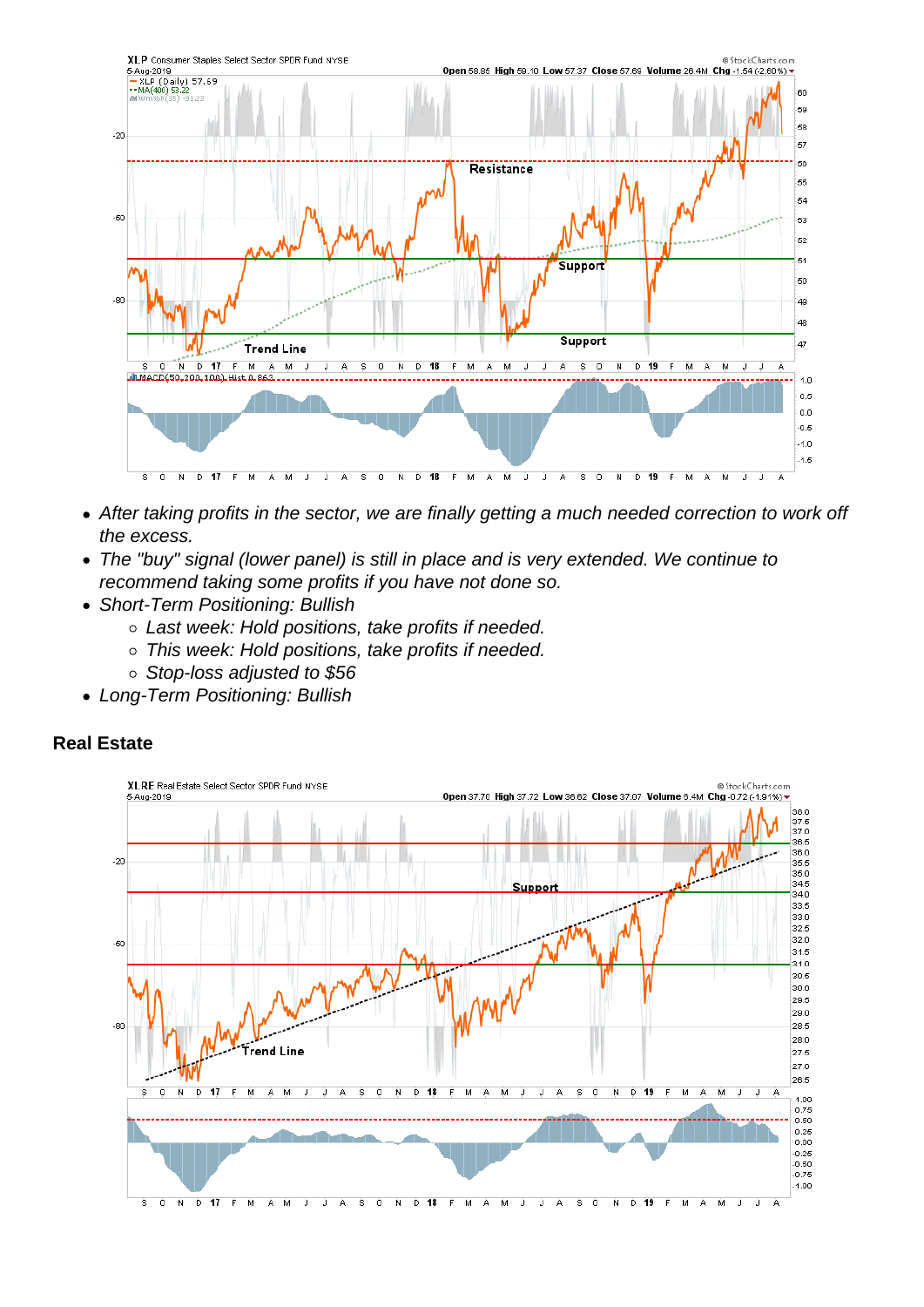- *After taking profits in the sector, we are finally getting a much needed correction to work off the excess.*
- *The "buy" signal (lower panel) is still in place and is very extended. We continue to recommend taking some profits if you have not done so.*
- *Short-Term Positioning: Bullish*
  - *Last week: Hold positions, take profits if needed.*
  - *This week: Hold positions, take profits if needed.*
  - *Stop-loss adjusted to $56*
- *Long-Term Positioning: Bullish*

## Real Estate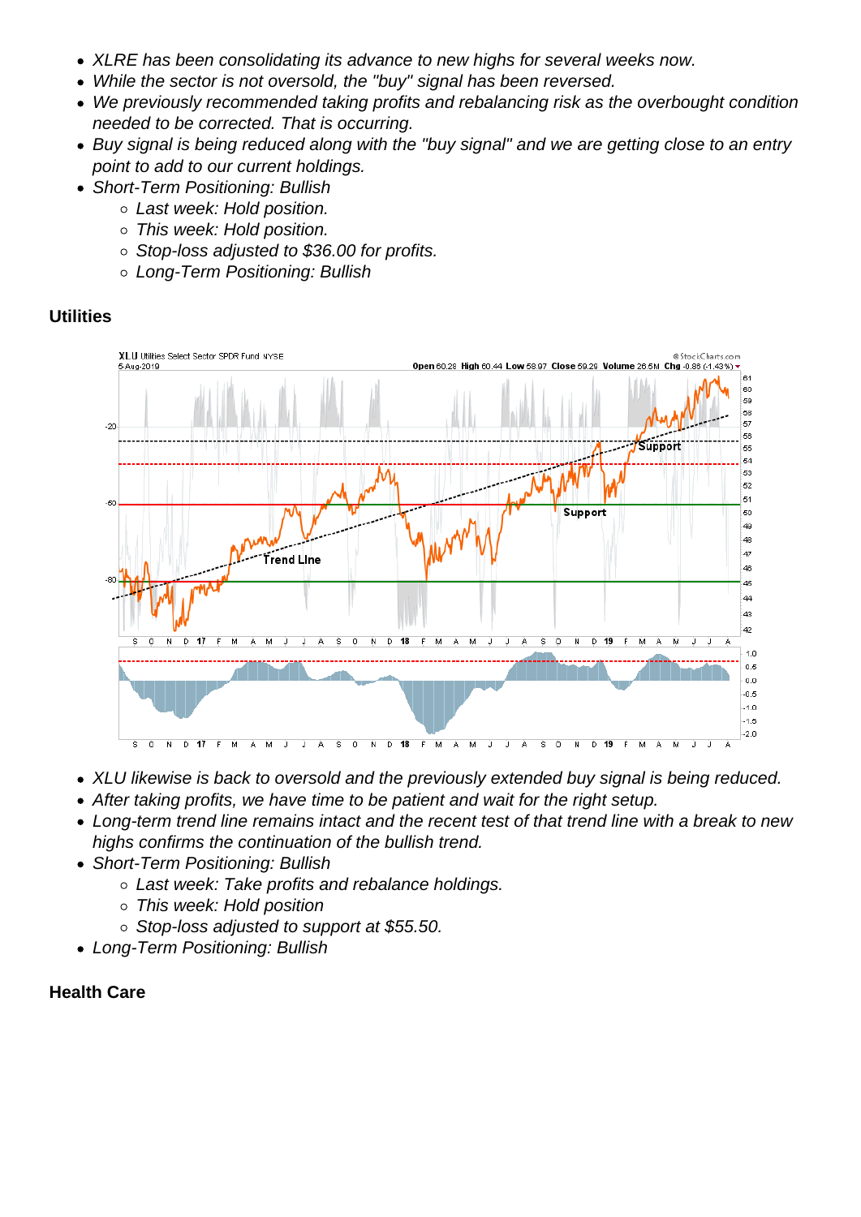- *XLRE has been consolidating its advance to new highs for several weeks now.*
- *While the sector is not oversold, the "buy" signal has been reversed.*
- *We previously recommended taking profits and rebalancing risk as the overbought condition needed to be corrected. That is occurring.*
- *Buy signal is being reduced along with the "buy signal" and we are getting close to an entry point to add to our current holdings.*
- *Short-Term Positioning: Bullish*
  - *Last week: Hold position.*
  - *This week: Hold position.*
  - *Stop-loss adjusted to $36.00 for profits.*
  - *Long-Term Positioning: Bullish*

**Utilities**

- *XLU likewise is back to oversold and the previously extended buy signal is being reduced.*
- *After taking profits, we have time to be patient and wait for the right setup.*
- *Long-term trend line remains intact and the recent test of that trend line with a break to new highs confirms the continuation of the bullish trend.*
- *Short-Term Positioning: Bullish*
  - *Last week: Take profits and rebalance holdings.*
  - *This week: Hold position*
  - *Stop-loss adjusted to support at $55.50.*
- *Long-Term Positioning: Bullish*

**Health Care**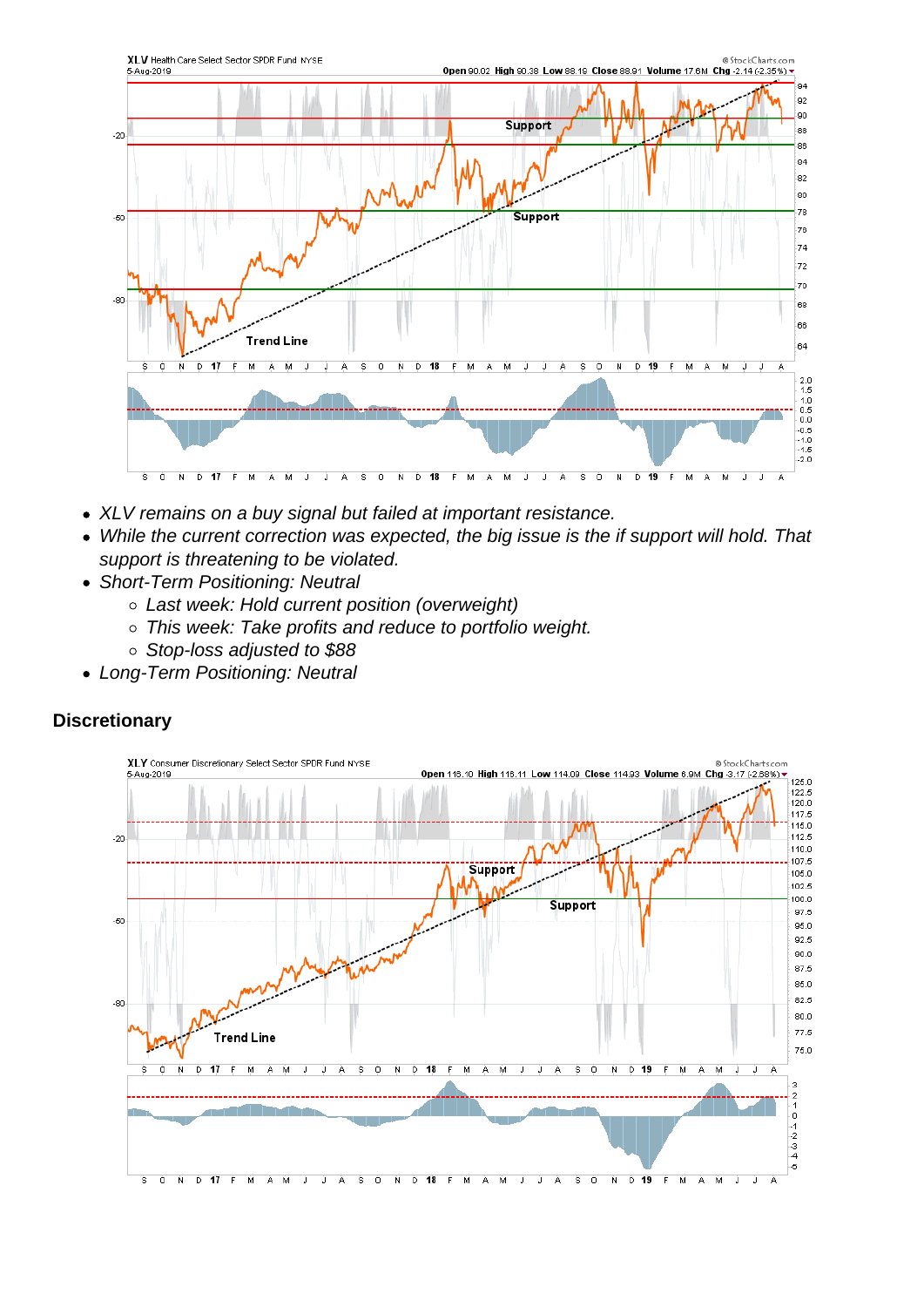- *XLV remains on a buy signal but failed at important resistance.*
- *While the current correction was expected, the big issue is the if support will hold. That support is threatening to be violated.*
- *Short-Term Positioning: Neutral*
  - *Last week: Hold current position (overweight)*
  - *This week: Take profits and reduce to portfolio weight.*
  - *Stop-loss adjusted to $88*
- *Long-Term Positioning: Neutral*

## Discretionary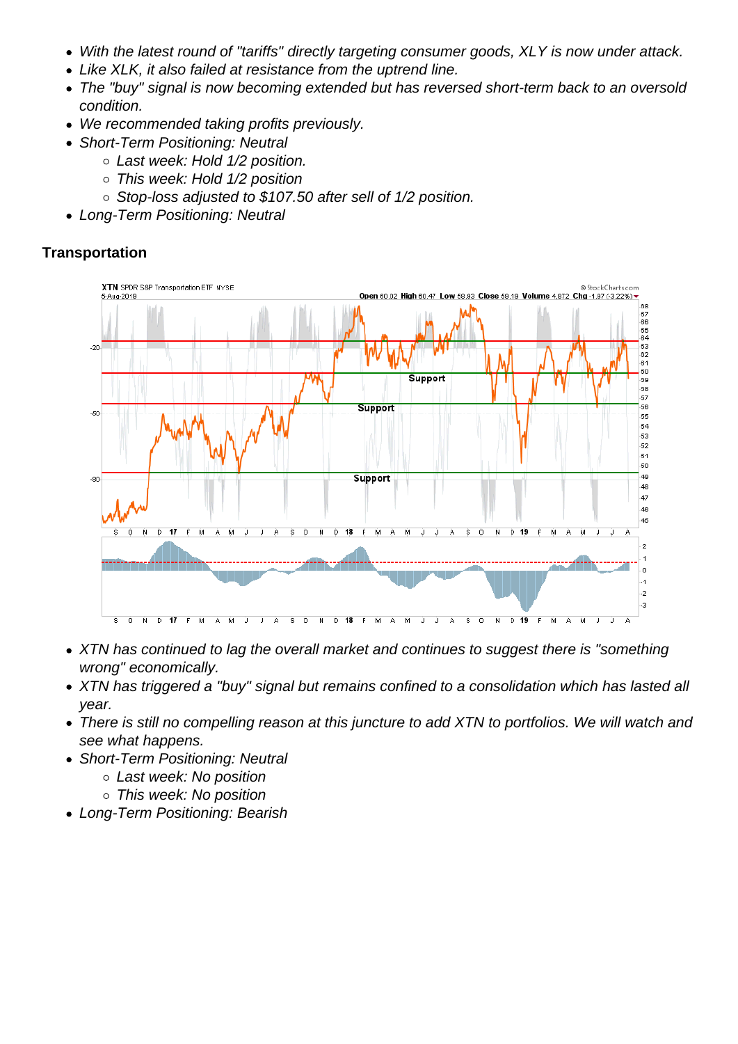- *With the latest round of "tariffs" directly targeting consumer goods, XLY is now under attack.*
- *Like XLK, it also failed at resistance from the uptrend line.*
- *The "buy" signal is now becoming extended but has reversed short-term back to an oversold condition.*
- *We recommended taking profits previously.*
- *Short-Term Positioning: Neutral*
  - *Last week: Hold 1/2 position.*
  - *This week: Hold 1/2 position*
  - *Stop-loss adjusted to $107.50 after sell of 1/2 position.*
- *Long-Term Positioning: Neutral*

**Transportation**

XTN SPDR S&P Transportation ETF NYSE
5-Aug-2019
Open 60.02 High 60.47 Low 58.93 Close 59.19 Volume 4,872 Chg -1.97 (-3.22%)
©StockCharts.com
Support
Support
Support

- *XTN has continued to lag the overall market and continues to suggest there is "something wrong" economically.*
- *XTN has triggered a "buy" signal but remains confined to a consolidation which has lasted all year.*
- *There is still no compelling reason at this juncture to add XTN to portfolios. We will watch and see what happens.*
- *Short-Term Positioning: Neutral*
  - *Last week: No position*
  - *This week: No position*
- *Long-Term Positioning: Bearish*